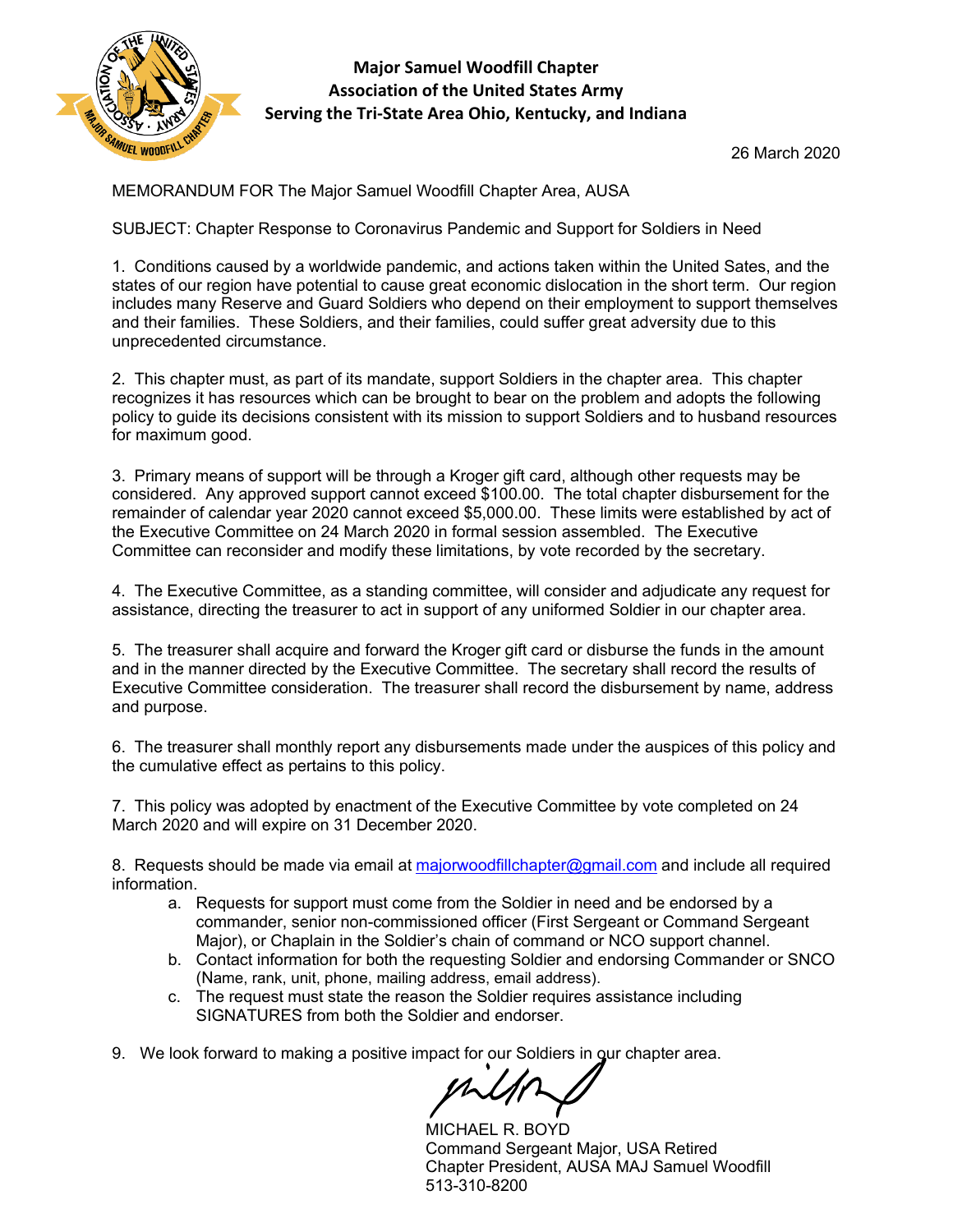**Major Samuel Woodfill Chapter**
**Association of the United States Army**
**Serving the Tri-State Area Ohio, Kentucky, and Indiana**

26 March 2020

MEMORANDUM FOR The Major Samuel Woodfill Chapter Area, AUSA

SUBJECT: Chapter Response to Coronavirus Pandemic and Support for Soldiers in Need

1. Conditions caused by a worldwide pandemic, and actions taken within the United Sates, and the states of our region have potential to cause great economic dislocation in the short term. Our region includes many Reserve and Guard Soldiers who depend on their employment to support themselves and their families. These Soldiers, and their families, could suffer great adversity due to this unprecedented circumstance.

2. This chapter must, as part of its mandate, support Soldiers in the chapter area. This chapter recognizes it has resources which can be brought to bear on the problem and adopts the following policy to guide its decisions consistent with its mission to support Soldiers and to husband resources for maximum good.

3. Primary means of support will be through a Kroger gift card, although other requests may be considered. Any approved support cannot exceed $100.00. The total chapter disbursement for the remainder of calendar year 2020 cannot exceed $5,000.00. These limits were established by act of the Executive Committee on 24 March 2020 in formal session assembled. The Executive Committee can reconsider and modify these limitations, by vote recorded by the secretary.

4. The Executive Committee, as a standing committee, will consider and adjudicate any request for assistance, directing the treasurer to act in support of any uniformed Soldier in our chapter area.

5. The treasurer shall acquire and forward the Kroger gift card or disburse the funds in the amount and in the manner directed by the Executive Committee. The secretary shall record the results of Executive Committee consideration. The treasurer shall record the disbursement by name, address and purpose.

6. The treasurer shall monthly report any disbursements made under the auspices of this policy and the cumulative effect as pertains to this policy.

7. This policy was adopted by enactment of the Executive Committee by vote completed on 24 March 2020 and will expire on 31 December 2020.

8. Requests should be made via email at majorwoodfillchapter@gmail.com and include all required information.
   a. Requests for support must come from the Soldier in need and be endorsed by a commander, senior non-commissioned officer (First Sergeant or Command Sergeant Major), or Chaplain in the Soldier's chain of command or NCO support channel.
   b. Contact information for both the requesting Soldier and endorsing Commander or SNCO (Name, rank, unit, phone, mailing address, email address).
   c. The request must state the reason the Soldier requires assistance including SIGNATURES from both the Soldier and endorser.

9. We look forward to making a positive impact for our Soldiers in our chapter area.

MICHAEL R. BOYD
Command Sergeant Major, USA Retired
Chapter President, AUSA MAJ Samuel Woodfill
513-310-8200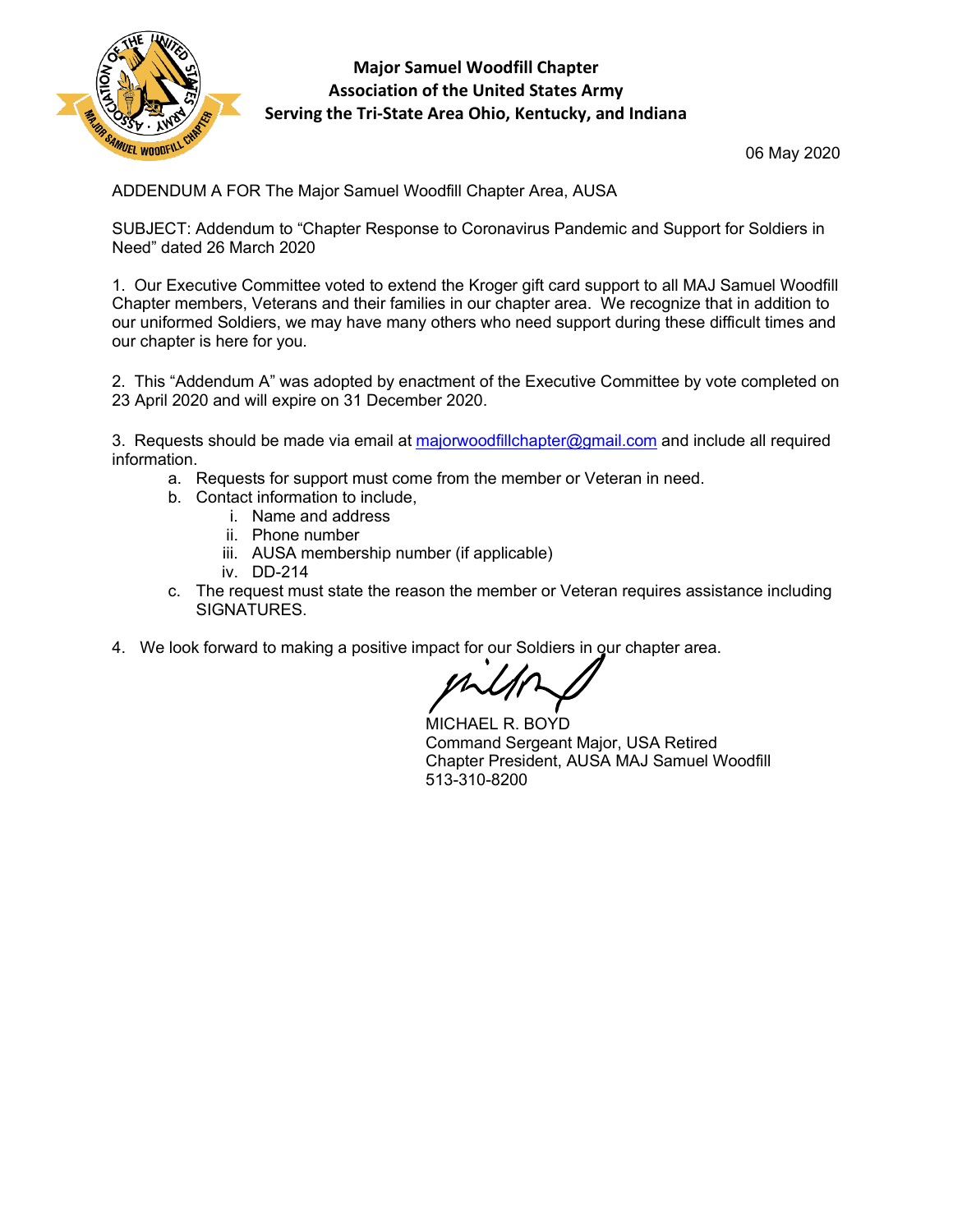**Major Samuel Woodfill Chapter**
**Association of the United States Army**
**Serving the Tri-State Area Ohio, Kentucky, and Indiana**

06 May 2020

ADDENDUM A FOR The Major Samuel Woodfill Chapter Area, AUSA

SUBJECT: Addendum to "Chapter Response to Coronavirus Pandemic and Support for Soldiers in Need" dated 26 March 2020

1. Our Executive Committee voted to extend the Kroger gift card support to all MAJ Samuel Woodfill Chapter members, Veterans and their families in our chapter area. We recognize that in addition to our uniformed Soldiers, we may have many others who need support during these difficult times and our chapter is here for you.

2. This "Addendum A" was adopted by enactment of the Executive Committee by vote completed on 23 April 2020 and will expire on 31 December 2020.

3. Requests should be made via email at majorwoodfillchapter@gmail.com and include all required information.
   a. Requests for support must come from the member or Veteran in need.
   b. Contact information to include,
      i. Name and address
      ii. Phone number
      iii. AUSA membership number (if applicable)
      iv. DD-214
   c. The request must state the reason the member or Veteran requires assistance including SIGNATURES.

4. We look forward to making a positive impact for our Soldiers in our chapter area.

MICHAEL R. BOYD
Command Sergeant Major, USA Retired
Chapter President, AUSA MAJ Samuel Woodfill
513-310-8200